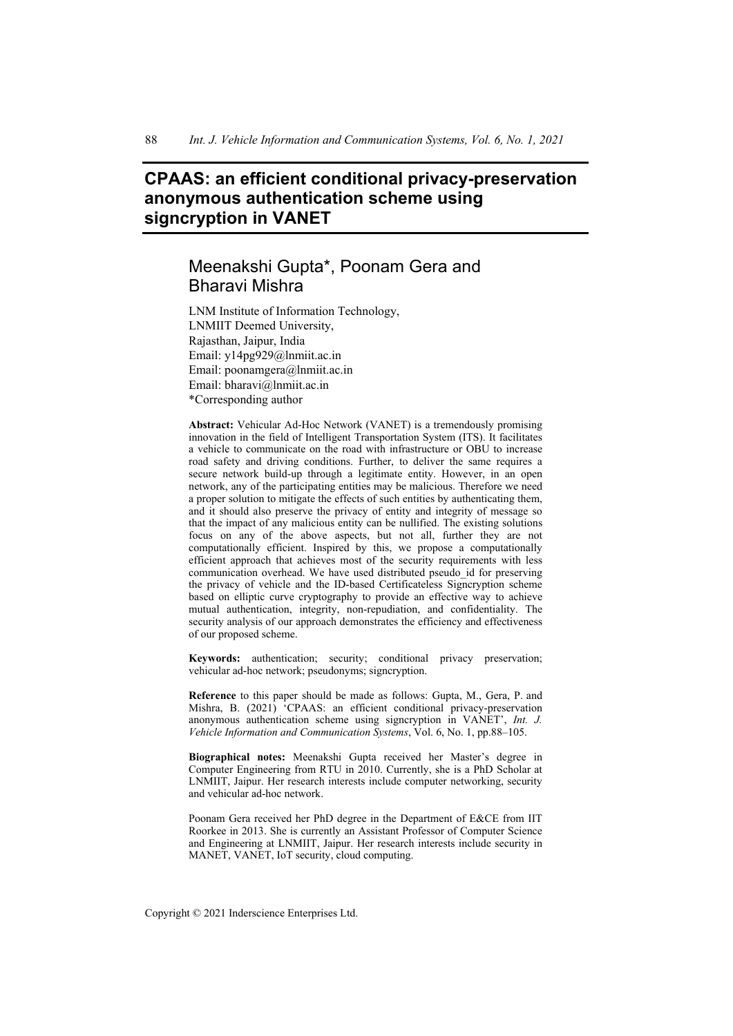# CPAAS: an efficient conditional privacy-preservation anonymous authentication scheme using signcryption in VANET

## Meenakshi Gupta*, Poonam Gera and Bharavi Mishra

LNM Institute of Information Technology,
LNMIIT Deemed University,
Rajasthan, Jaipur, India
Email: y14pg929@lnmiit.ac.in
Email: poonamgera@lnmiit.ac.in
Email: bharavi@lnmiit.ac.in
*Corresponding author

**Abstract:** Vehicular Ad-Hoc Network (VANET) is a tremendously promising innovation in the field of Intelligent Transportation System (ITS). It facilitates a vehicle to communicate on the road with infrastructure or OBU to increase road safety and driving conditions. Further, to deliver the same requires a secure network build-up through a legitimate entity. However, in an open network, any of the participating entities may be malicious. Therefore we need a proper solution to mitigate the effects of such entities by authenticating them, and it should also preserve the privacy of entity and integrity of message so that the impact of any malicious entity can be nullified. The existing solutions focus on any of the above aspects, but not all, further they are not computationally efficient. Inspired by this, we propose a computationally efficient approach that achieves most of the security requirements with less communication overhead. We have used distributed pseudo_id for preserving the privacy of vehicle and the ID-based Certificateless Signcryption scheme based on elliptic curve cryptography to provide an effective way to achieve mutual authentication, integrity, non-repudiation, and confidentiality. The security analysis of our approach demonstrates the efficiency and effectiveness of our proposed scheme.

**Keywords:** authentication; security; conditional privacy preservation; vehicular ad-hoc network; pseudonyms; signcryption.

**Reference** to this paper should be made as follows: Gupta, M., Gera, P. and Mishra, B. (2021) 'CPAAS: an efficient conditional privacy-preservation anonymous authentication scheme using signcryption in VANET', *Int. J. Vehicle Information and Communication Systems*, Vol. 6, No. 1, pp.88–105.

**Biographical notes:** Meenakshi Gupta received her Master's degree in Computer Engineering from RTU in 2010. Currently, she is a PhD Scholar at LNMIIT, Jaipur. Her research interests include computer networking, security and vehicular ad-hoc network.

Poonam Gera received her PhD degree in the Department of E&CE from IIT Roorkee in 2013. She is currently an Assistant Professor of Computer Science and Engineering at LNMIIT, Jaipur. Her research interests include security in MANET, VANET, IoT security, cloud computing.

Copyright © 2021 Inderscience Enterprises Ltd.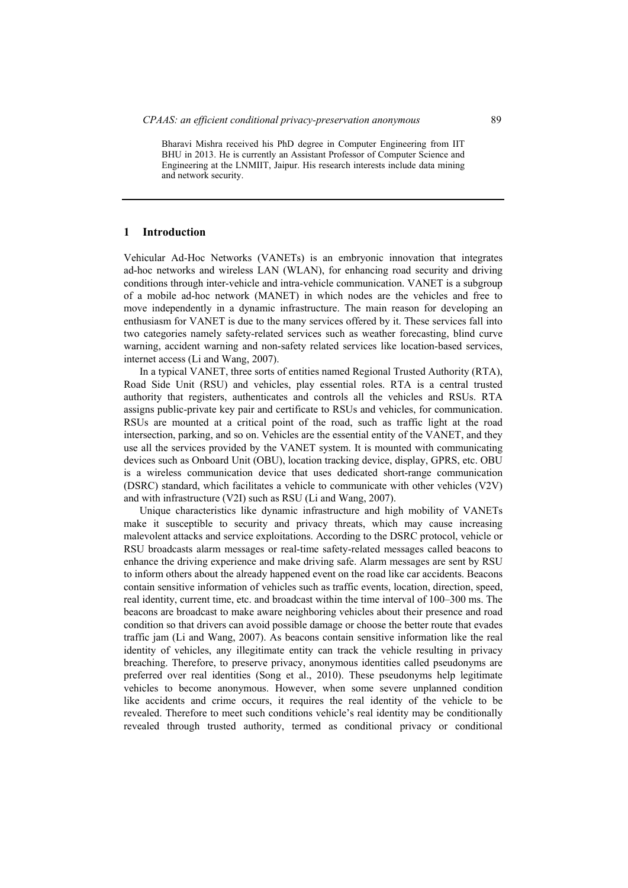Bharavi Mishra received his PhD degree in Computer Engineering from IIT BHU in 2013. He is currently an Assistant Professor of Computer Science and Engineering at the LNMIIT, Jaipur. His research interests include data mining and network security.

## 1 Introduction

Vehicular Ad-Hoc Networks (VANETs) is an embryonic innovation that integrates ad-hoc networks and wireless LAN (WLAN), for enhancing road security and driving conditions through inter-vehicle and intra-vehicle communication. VANET is a subgroup of a mobile ad-hoc network (MANET) in which nodes are the vehicles and free to move independently in a dynamic infrastructure. The main reason for developing an enthusiasm for VANET is due to the many services offered by it. These services fall into two categories namely safety-related services such as weather forecasting, blind curve warning, accident warning and non-safety related services like location-based services, internet access (Li and Wang, 2007).

In a typical VANET, three sorts of entities named Regional Trusted Authority (RTA), Road Side Unit (RSU) and vehicles, play essential roles. RTA is a central trusted authority that registers, authenticates and controls all the vehicles and RSUs. RTA assigns public-private key pair and certificate to RSUs and vehicles, for communication. RSUs are mounted at a critical point of the road, such as traffic light at the road intersection, parking, and so on. Vehicles are the essential entity of the VANET, and they use all the services provided by the VANET system. It is mounted with communicating devices such as Onboard Unit (OBU), location tracking device, display, GPRS, etc. OBU is a wireless communication device that uses dedicated short-range communication (DSRC) standard, which facilitates a vehicle to communicate with other vehicles (V2V) and with infrastructure (V2I) such as RSU (Li and Wang, 2007).

Unique characteristics like dynamic infrastructure and high mobility of VANETs make it susceptible to security and privacy threats, which may cause increasing malevolent attacks and service exploitations. According to the DSRC protocol, vehicle or RSU broadcasts alarm messages or real-time safety-related messages called beacons to enhance the driving experience and make driving safe. Alarm messages are sent by RSU to inform others about the already happened event on the road like car accidents. Beacons contain sensitive information of vehicles such as traffic events, location, direction, speed, real identity, current time, etc. and broadcast within the time interval of 100–300 ms. The beacons are broadcast to make aware neighboring vehicles about their presence and road condition so that drivers can avoid possible damage or choose the better route that evades traffic jam (Li and Wang, 2007). As beacons contain sensitive information like the real identity of vehicles, any illegitimate entity can track the vehicle resulting in privacy breaching. Therefore, to preserve privacy, anonymous identities called pseudonyms are preferred over real identities (Song et al., 2010). These pseudonyms help legitimate vehicles to become anonymous. However, when some severe unplanned condition like accidents and crime occurs, it requires the real identity of the vehicle to be revealed. Therefore to meet such conditions vehicle's real identity may be conditionally revealed through trusted authority, termed as conditional privacy or conditional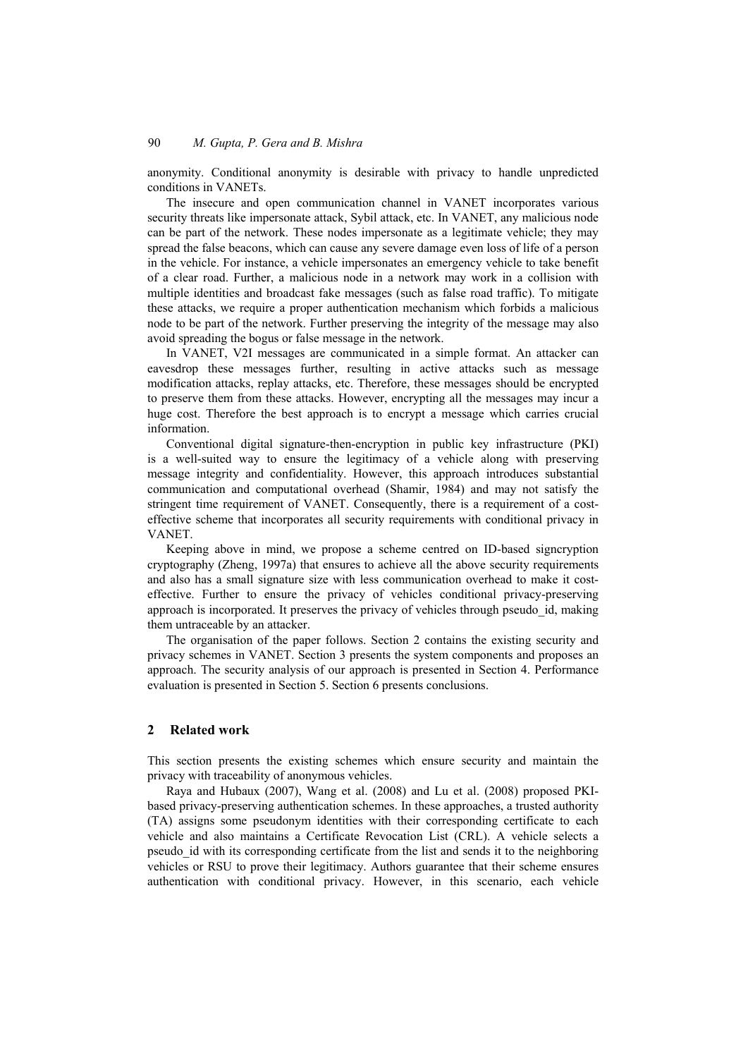anonymity. Conditional anonymity is desirable with privacy to handle unpredicted conditions in VANETs.

The insecure and open communication channel in VANET incorporates various security threats like impersonate attack, Sybil attack, etc. In VANET, any malicious node can be part of the network. These nodes impersonate as a legitimate vehicle; they may spread the false beacons, which can cause any severe damage even loss of life of a person in the vehicle. For instance, a vehicle impersonates an emergency vehicle to take benefit of a clear road. Further, a malicious node in a network may work in a collision with multiple identities and broadcast fake messages (such as false road traffic). To mitigate these attacks, we require a proper authentication mechanism which forbids a malicious node to be part of the network. Further preserving the integrity of the message may also avoid spreading the bogus or false message in the network.

In VANET, V2I messages are communicated in a simple format. An attacker can eavesdrop these messages further, resulting in active attacks such as message modification attacks, replay attacks, etc. Therefore, these messages should be encrypted to preserve them from these attacks. However, encrypting all the messages may incur a huge cost. Therefore the best approach is to encrypt a message which carries crucial information.

Conventional digital signature-then-encryption in public key infrastructure (PKI) is a well-suited way to ensure the legitimacy of a vehicle along with preserving message integrity and confidentiality. However, this approach introduces substantial communication and computational overhead (Shamir, 1984) and may not satisfy the stringent time requirement of VANET. Consequently, there is a requirement of a cost-effective scheme that incorporates all security requirements with conditional privacy in VANET.

Keeping above in mind, we propose a scheme centred on ID-based signcryption cryptography (Zheng, 1997a) that ensures to achieve all the above security requirements and also has a small signature size with less communication overhead to make it cost-effective. Further to ensure the privacy of vehicles conditional privacy-preserving approach is incorporated. It preserves the privacy of vehicles through pseudo_id, making them untraceable by an attacker.

The organisation of the paper follows. Section 2 contains the existing security and privacy schemes in VANET. Section 3 presents the system components and proposes an approach. The security analysis of our approach is presented in Section 4. Performance evaluation is presented in Section 5. Section 6 presents conclusions.

## 2 Related work

This section presents the existing schemes which ensure security and maintain the privacy with traceability of anonymous vehicles.

Raya and Hubaux (2007), Wang et al. (2008) and Lu et al. (2008) proposed PKI-based privacy-preserving authentication schemes. In these approaches, a trusted authority (TA) assigns some pseudonym identities with their corresponding certificate to each vehicle and also maintains a Certificate Revocation List (CRL). A vehicle selects a pseudo_id with its corresponding certificate from the list and sends it to the neighboring vehicles or RSU to prove their legitimacy. Authors guarantee that their scheme ensures authentication with conditional privacy. However, in this scenario, each vehicle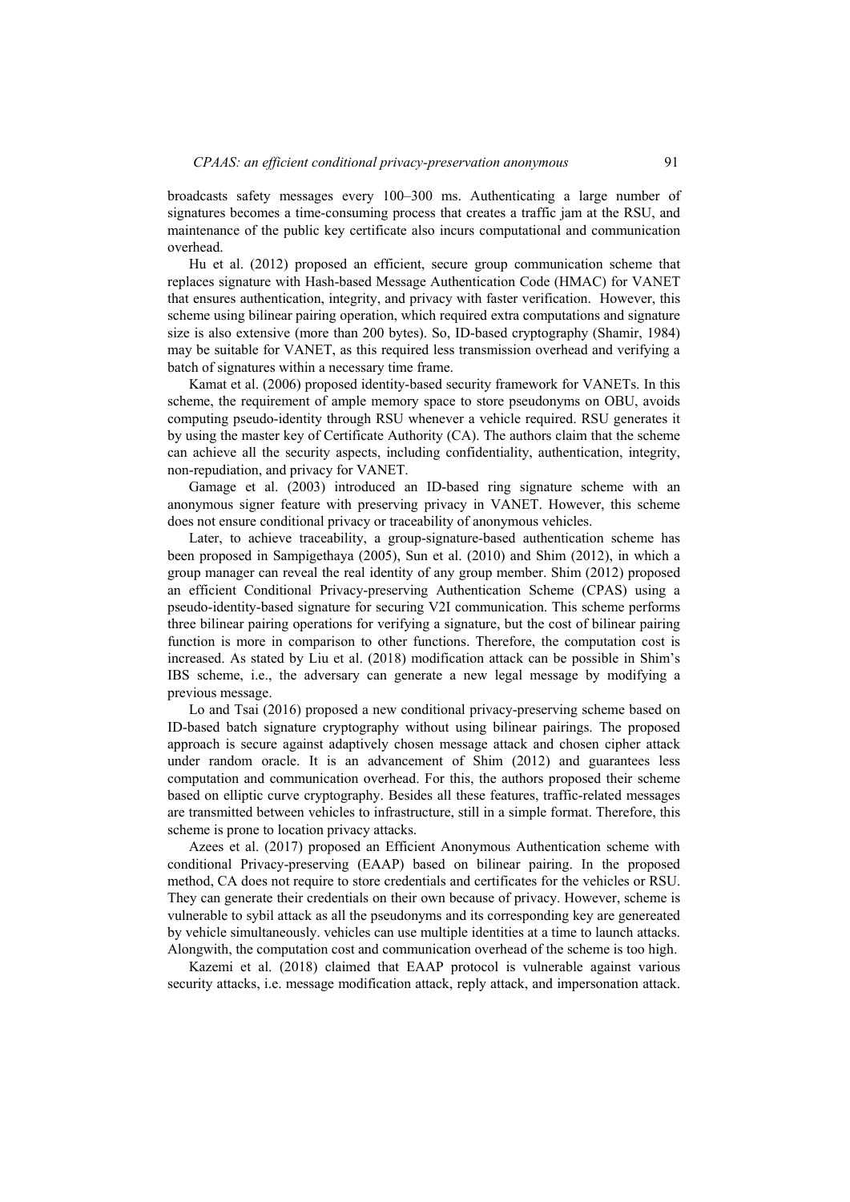broadcasts safety messages every 100–300 ms. Authenticating a large number of signatures becomes a time-consuming process that creates a traffic jam at the RSU, and maintenance of the public key certificate also incurs computational and communication overhead.

Hu et al. (2012) proposed an efficient, secure group communication scheme that replaces signature with Hash-based Message Authentication Code (HMAC) for VANET that ensures authentication, integrity, and privacy with faster verification. However, this scheme using bilinear pairing operation, which required extra computations and signature size is also extensive (more than 200 bytes). So, ID-based cryptography (Shamir, 1984) may be suitable for VANET, as this required less transmission overhead and verifying a batch of signatures within a necessary time frame.

Kamat et al. (2006) proposed identity-based security framework for VANETs. In this scheme, the requirement of ample memory space to store pseudonyms on OBU, avoids computing pseudo-identity through RSU whenever a vehicle required. RSU generates it by using the master key of Certificate Authority (CA). The authors claim that the scheme can achieve all the security aspects, including confidentiality, authentication, integrity, non-repudiation, and privacy for VANET.

Gamage et al. (2003) introduced an ID-based ring signature scheme with an anonymous signer feature with preserving privacy in VANET. However, this scheme does not ensure conditional privacy or traceability of anonymous vehicles.

Later, to achieve traceability, a group-signature-based authentication scheme has been proposed in Sampigethaya (2005), Sun et al. (2010) and Shim (2012), in which a group manager can reveal the real identity of any group member. Shim (2012) proposed an efficient Conditional Privacy-preserving Authentication Scheme (CPAS) using a pseudo-identity-based signature for securing V2I communication. This scheme performs three bilinear pairing operations for verifying a signature, but the cost of bilinear pairing function is more in comparison to other functions. Therefore, the computation cost is increased. As stated by Liu et al. (2018) modification attack can be possible in Shim's IBS scheme, i.e., the adversary can generate a new legal message by modifying a previous message.

Lo and Tsai (2016) proposed a new conditional privacy-preserving scheme based on ID-based batch signature cryptography without using bilinear pairings. The proposed approach is secure against adaptively chosen message attack and chosen cipher attack under random oracle. It is an advancement of Shim (2012) and guarantees less computation and communication overhead. For this, the authors proposed their scheme based on elliptic curve cryptography. Besides all these features, traffic-related messages are transmitted between vehicles to infrastructure, still in a simple format. Therefore, this scheme is prone to location privacy attacks.

Azees et al. (2017) proposed an Efficient Anonymous Authentication scheme with conditional Privacy-preserving (EAAP) based on bilinear pairing. In the proposed method, CA does not require to store credentials and certificates for the vehicles or RSU. They can generate their credentials on their own because of privacy. However, scheme is vulnerable to sybil attack as all the pseudonyms and its corresponding key are genereated by vehicle simultaneously. vehicles can use multiple identities at a time to launch attacks. Alongwith, the computation cost and communication overhead of the scheme is too high.

Kazemi et al. (2018) claimed that EAAP protocol is vulnerable against various security attacks, i.e. message modification attack, reply attack, and impersonation attack.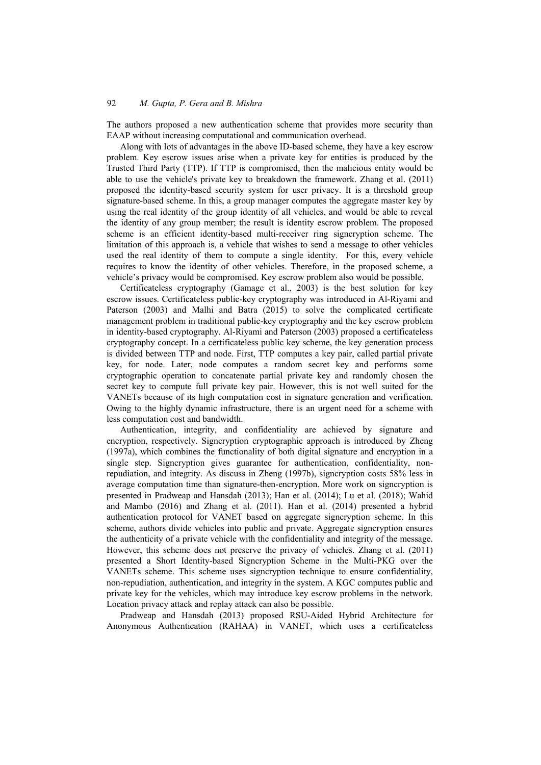The authors proposed a new authentication scheme that provides more security than EAAP without increasing computational and communication overhead.

Along with lots of advantages in the above ID-based scheme, they have a key escrow problem. Key escrow issues arise when a private key for entities is produced by the Trusted Third Party (TTP). If TTP is compromised, then the malicious entity would be able to use the vehicle's private key to breakdown the framework. Zhang et al. (2011) proposed the identity-based security system for user privacy. It is a threshold group signature-based scheme. In this, a group manager computes the aggregate master key by using the real identity of the group identity of all vehicles, and would be able to reveal the identity of any group member; the result is identity escrow problem. The proposed scheme is an efficient identity-based multi-receiver ring signcryption scheme. The limitation of this approach is, a vehicle that wishes to send a message to other vehicles used the real identity of them to compute a single identity. For this, every vehicle requires to know the identity of other vehicles. Therefore, in the proposed scheme, a vehicle's privacy would be compromised. Key escrow problem also would be possible.

Certificateless cryptography (Gamage et al., 2003) is the best solution for key escrow issues. Certificateless public-key cryptography was introduced in Al-Riyami and Paterson (2003) and Malhi and Batra (2015) to solve the complicated certificate management problem in traditional public-key cryptography and the key escrow problem in identity-based cryptography. Al-Riyami and Paterson (2003) proposed a certificateless cryptography concept. In a certificateless public key scheme, the key generation process is divided between TTP and node. First, TTP computes a key pair, called partial private key, for node. Later, node computes a random secret key and performs some cryptographic operation to concatenate partial private key and randomly chosen the secret key to compute full private key pair. However, this is not well suited for the VANETs because of its high computation cost in signature generation and verification. Owing to the highly dynamic infrastructure, there is an urgent need for a scheme with less computation cost and bandwidth.

Authentication, integrity, and confidentiality are achieved by signature and encryption, respectively. Signcryption cryptographic approach is introduced by Zheng (1997a), which combines the functionality of both digital signature and encryption in a single step. Signcryption gives guarantee for authentication, confidentiality, non-repudiation, and integrity. As discuss in Zheng (1997b), signcryption costs 58% less in average computation time than signature-then-encryption. More work on signcryption is presented in Pradweap and Hansdah (2013); Han et al. (2014); Lu et al. (2018); Wahid and Mambo (2016) and Zhang et al. (2011). Han et al. (2014) presented a hybrid authentication protocol for VANET based on aggregate signcryption scheme. In this scheme, authors divide vehicles into public and private. Aggregate signcryption ensures the authenticity of a private vehicle with the confidentiality and integrity of the message. However, this scheme does not preserve the privacy of vehicles. Zhang et al. (2011) presented a Short Identity-based Signcryption Scheme in the Multi-PKG over the VANETs scheme. This scheme uses signcryption technique to ensure confidentiality, non-repudiation, authentication, and integrity in the system. A KGC computes public and private key for the vehicles, which may introduce key escrow problems in the network. Location privacy attack and replay attack can also be possible.

Pradweap and Hansdah (2013) proposed RSU-Aided Hybrid Architecture for Anonymous Authentication (RAHAA) in VANET, which uses a certificateless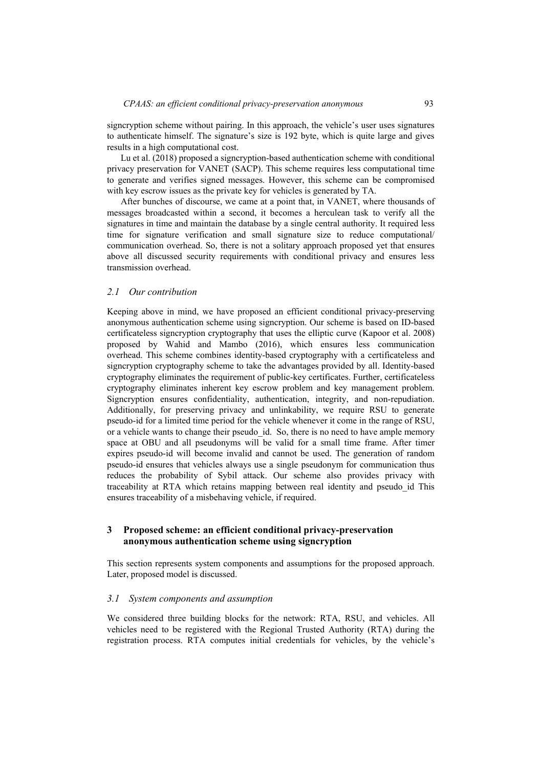signcryption scheme without pairing. In this approach, the vehicle's user uses signatures to authenticate himself. The signature's size is 192 byte, which is quite large and gives results in a high computational cost.

Lu et al. (2018) proposed a signcryption-based authentication scheme with conditional privacy preservation for VANET (SACP). This scheme requires less computational time to generate and verifies signed messages. However, this scheme can be compromised with key escrow issues as the private key for vehicles is generated by TA.

After bunches of discourse, we came at a point that, in VANET, where thousands of messages broadcasted within a second, it becomes a herculean task to verify all the signatures in time and maintain the database by a single central authority. It required less time for signature verification and small signature size to reduce computational/ communication overhead. So, there is not a solitary approach proposed yet that ensures above all discussed security requirements with conditional privacy and ensures less transmission overhead.

### *2.1 Our contribution*

Keeping above in mind, we have proposed an efficient conditional privacy-preserving anonymous authentication scheme using signcryption. Our scheme is based on ID-based certificateless signcryption cryptography that uses the elliptic curve (Kapoor et al. 2008) proposed by Wahid and Mambo (2016), which ensures less communication overhead. This scheme combines identity-based cryptography with a certificateless and signcryption cryptography scheme to take the advantages provided by all. Identity-based cryptography eliminates the requirement of public-key certificates. Further, certificateless cryptography eliminates inherent key escrow problem and key management problem. Signcryption ensures confidentiality, authentication, integrity, and non-repudiation. Additionally, for preserving privacy and unlinkability, we require RSU to generate pseudo-id for a limited time period for the vehicle whenever it come in the range of RSU, or a vehicle wants to change their pseudo_id. So, there is no need to have ample memory space at OBU and all pseudonyms will be valid for a small time frame. After timer expires pseudo-id will become invalid and cannot be used. The generation of random pseudo-id ensures that vehicles always use a single pseudonym for communication thus reduces the probability of Sybil attack. Our scheme also provides privacy with traceability at RTA which retains mapping between real identity and pseudo_id This ensures traceability of a misbehaving vehicle, if required.

## 3 Proposed scheme: an efficient conditional privacy-preservation anonymous authentication scheme using signcryption

This section represents system components and assumptions for the proposed approach. Later, proposed model is discussed.

### *3.1 System components and assumption*

We considered three building blocks for the network: RTA, RSU, and vehicles. All vehicles need to be registered with the Regional Trusted Authority (RTA) during the registration process. RTA computes initial credentials for vehicles, by the vehicle's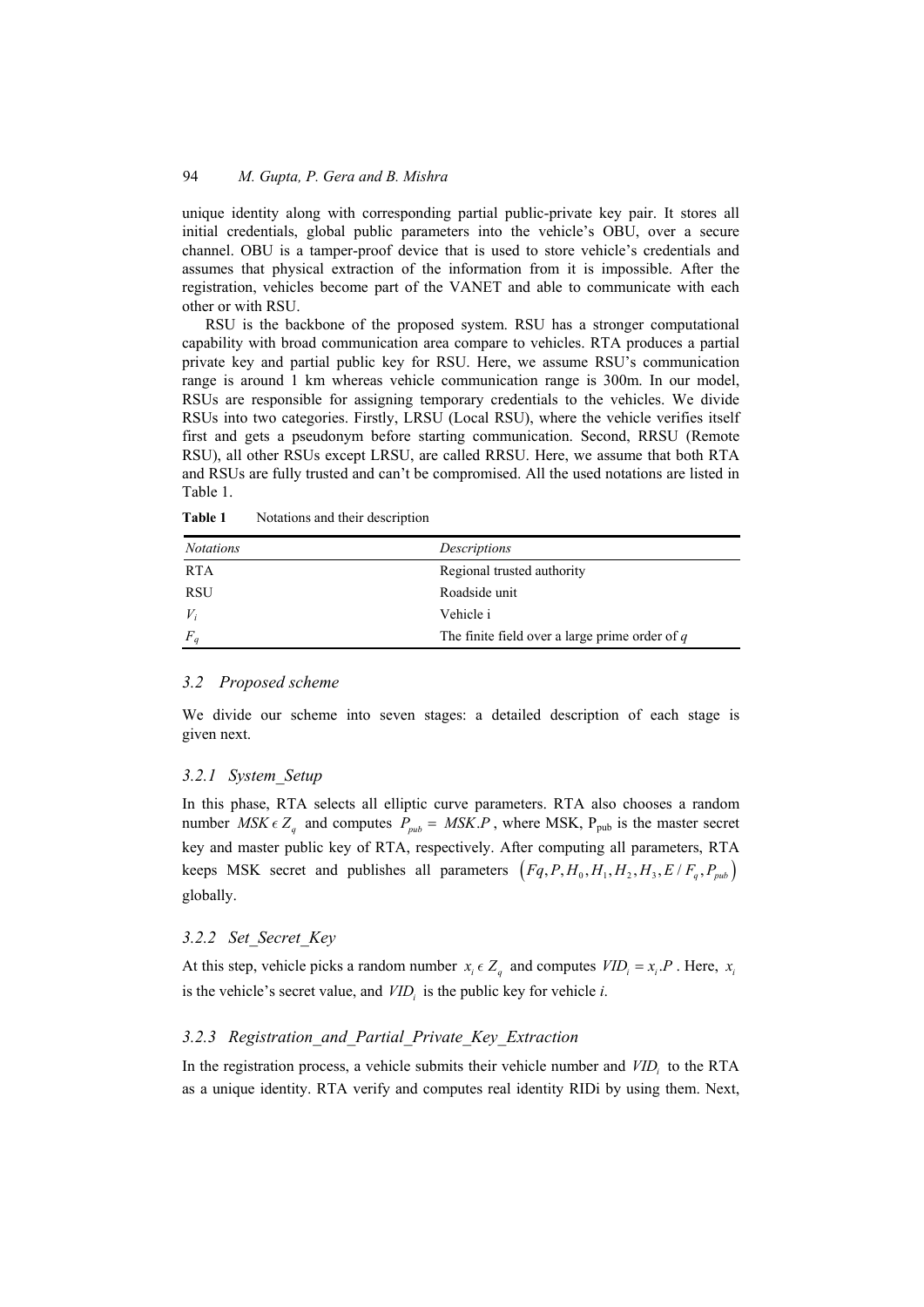unique identity along with corresponding partial public-private key pair. It stores all initial credentials, global public parameters into the vehicle's OBU, over a secure channel. OBU is a tamper-proof device that is used to store vehicle's credentials and assumes that physical extraction of the information from it is impossible. After the registration, vehicles become part of the VANET and able to communicate with each other or with RSU.

RSU is the backbone of the proposed system. RSU has a stronger computational capability with broad communication area compare to vehicles. RTA produces a partial private key and partial public key for RSU. Here, we assume RSU's communication range is around 1 km whereas vehicle communication range is 300m. In our model, RSUs are responsible for assigning temporary credentials to the vehicles. We divide RSUs into two categories. Firstly, LRSU (Local RSU), where the vehicle verifies itself first and gets a pseudonym before starting communication. Second, RRSU (Remote RSU), all other RSUs except LRSU, are called RRSU. Here, we assume that both RTA and RSUs are fully trusted and can't be compromised. All the used notations are listed in Table 1.

**Table 1** Notations and their description

| *Notations* | *Descriptions* |
|---|---|
| RTA | Regional trusted authority |
| RSU | Roadside unit |
| $V_i$ | Vehicle i |
| $F_q$ | The finite field over a large prime order of $q$ |

### 3.2 Proposed scheme

We divide our scheme into seven stages: a detailed description of each stage is given next.

#### 3.2.1 System_Setup

In this phase, RTA selects all elliptic curve parameters. RTA also chooses a random number $MSK \in Z_q$ and computes $P_{pub} = MSK.P$, where MSK, $P_{pub}$ is the master secret key and master public key of RTA, respectively. After computing all parameters, RTA keeps MSK secret and publishes all parameters $\left(Fq, P, H_0, H_1, H_2, H_3, E / F_q, P_{pub}\right)$ globally.

#### 3.2.2 Set_Secret_Key

At this step, vehicle picks a random number $x_i \in Z_q$ and computes $VID_i = x_i.P$. Here, $x_i$ is the vehicle's secret value, and $VID_i$ is the public key for vehicle *i*.

#### 3.2.3 Registration_and_Partial_Private_Key_Extraction

In the registration process, a vehicle submits their vehicle number and $VID_i$ to the RTA as a unique identity. RTA verify and computes real identity RIDi by using them. Next,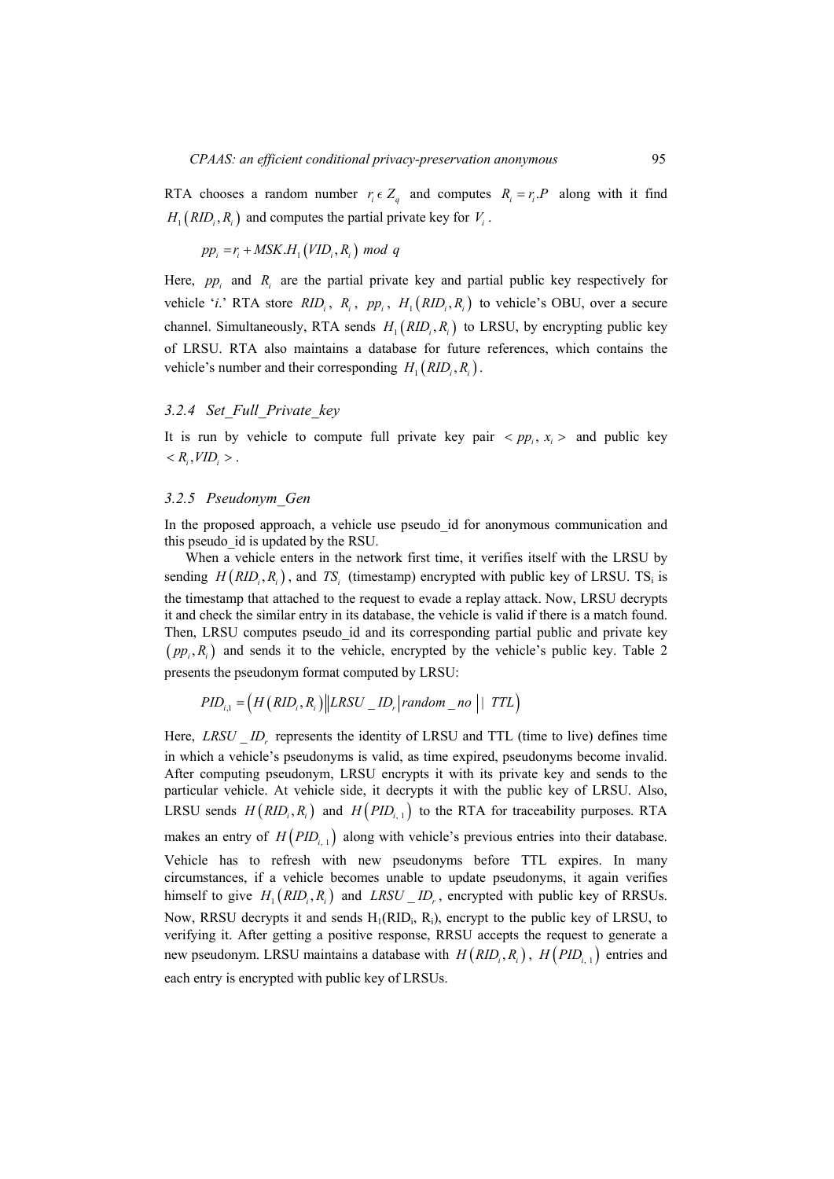RTA chooses a random number $r_i \epsilon Z_q$ and computes $R_i = r_i.P$ along with it find $H_1(RID_i, R_i)$ and computes the partial private key for $V_i$.

$$pp_i = r_i + MSK.H_1(VID_i, R_i) \ mod \ q$$

Here, $pp_i$ and $R_i$ are the partial private key and partial public key respectively for vehicle '*i*.' RTA store $RID_i$, $R_i$, $pp_i$, $H_1(RID_i, R_i)$ to vehicle's OBU, over a secure channel. Simultaneously, RTA sends $H_1(RID_i, R_i)$ to LRSU, by encrypting public key of LRSU. RTA also maintains a database for future references, which contains the vehicle's number and their corresponding $H_1(RID_i, R_i)$.

### 3.2.4 Set_Full_Private_key

It is run by vehicle to compute full private key pair $< pp_i, x_i >$ and public key $< R_i, VID_i >$.

### 3.2.5 Pseudonym_Gen

In the proposed approach, a vehicle use pseudo_id for anonymous communication and this pseudo_id is updated by the RSU.

When a vehicle enters in the network first time, it verifies itself with the LRSU by sending $H(RID_i, R_i)$, and $TS_i$ (timestamp) encrypted with public key of LRSU. $TS_i$ is the timestamp that attached to the request to evade a replay attack. Now, LRSU decrypts it and check the similar entry in its database, the vehicle is valid if there is a match found. Then, LRSU computes pseudo_id and its corresponding partial public and private key $(pp_i, R_i)$ and sends it to the vehicle, encrypted by the vehicle's public key. Table 2 presents the pseudonym format computed by LRSU:

$$PID_{i,1} = \left( H(RID_i, R_i) \| LRSU\_ID_r | random\_no \mid | \ TTL \right)$$

Here, $LRSU\_ID_r$ represents the identity of LRSU and TTL (time to live) defines time in which a vehicle's pseudonyms is valid, as time expired, pseudonyms become invalid. After computing pseudonym, LRSU encrypts it with its private key and sends to the particular vehicle. At vehicle side, it decrypts it with the public key of LRSU. Also, LRSU sends $H(RID_i, R_i)$ and $H(PID_{i,1})$ to the RTA for traceability purposes. RTA makes an entry of $H(PID_{i,1})$ along with vehicle's previous entries into their database. Vehicle has to refresh with new pseudonyms before TTL expires. In many circumstances, if a vehicle becomes unable to update pseudonyms, it again verifies himself to give $H_1(RID_i, R_i)$ and $LRSU\_ID_r$, encrypted with public key of RRSUs. Now, RRSU decrypts it and sends $H_1(RID_i, R_i)$, encrypt to the public key of LRSU, to verifying it. After getting a positive response, RRSU accepts the request to generate a new pseudonym. LRSU maintains a database with $H(RID_i, R_i)$, $H(PID_{i,1})$ entries and each entry is encrypted with public key of LRSUs.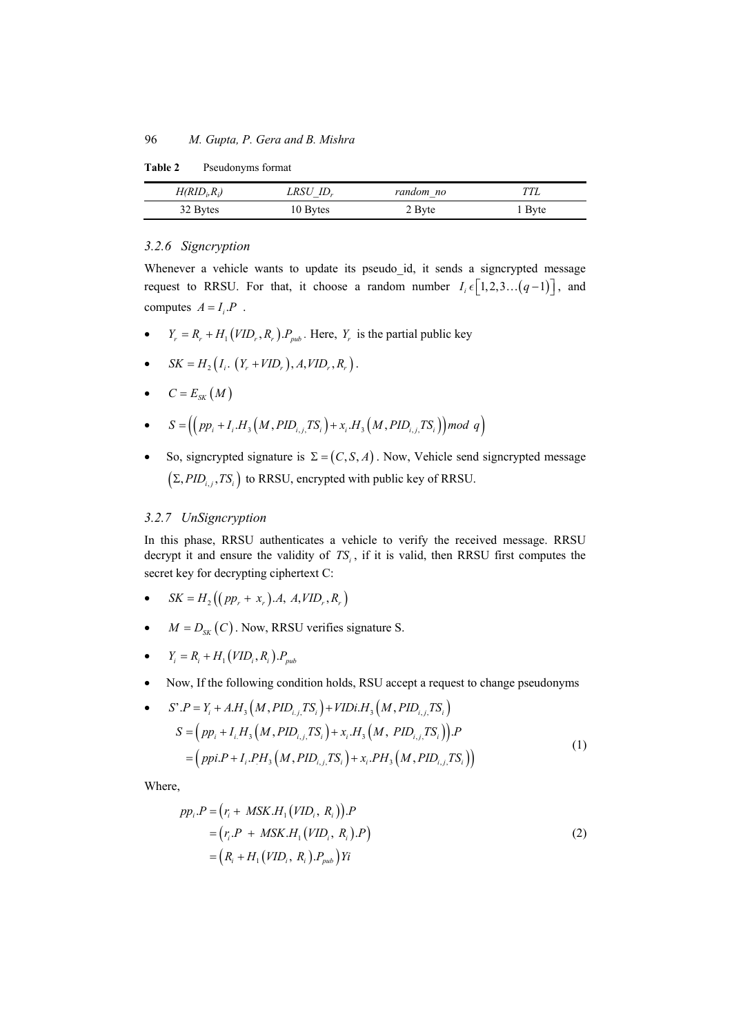**Table 2** Pseudonyms format

| $H(RID_i, R_i)$ | $LRSU\_ID_r$ | $random\_no$ | $TTL$ |
|---|---|---|---|
| 32 Bytes | 10 Bytes | 2 Byte | 1 Byte |

### 3.2.6 Signcryption

Whenever a vehicle wants to update its pseudo_id, it sends a signcrypted message request to RRSU. For that, it choose a random number $I_i \epsilon \left[1,2,3\ldots(q-1)\right]$, and computes $A = I_i.P$ .

- $Y_r = R_r + H_1(VID_r, R_r).P_{pub}$. Here, $Y_r$ is the partial public key
- $SK = H_2\left(I_i.\ (Y_r + VID_r), A, VID_r, R_r\right)$.
- $C = E_{SK}(M)$
- $S = \left(\left(pp_i + I_i.H_3\left(M, PID_{i,j,}TS_i\right) + x_i.H_3\left(M, PID_{i,j,}TS_i\right)\right) mod\ q\right)$
- So, signcrypted signature is $\Sigma = (C, S, A)$. Now, Vehicle send signcrypted message $\left(\Sigma, PID_{i,j}, TS_i\right)$ to RRSU, encrypted with public key of RRSU.

### 3.2.7 UnSigncryption

In this phase, RRSU authenticates a vehicle to verify the received message. RRSU decrypt it and ensure the validity of $TS_i$, if it is valid, then RRSU first computes the secret key for decrypting ciphertext C:

- $SK = H_2\left((pp_r + x_r).A,\ A, VID_r, R_r\right)$
- $M = D_{SK}(C)$. Now, RRSU verifies signature S.
- $Y_i = R_i + H_1(VID_i, R_i).P_{pub}$
- Now, If the following condition holds, RSU accept a request to change pseudonyms
- $S'.P = Y_i + A.H_3\left(M, PID_{i.j,}TS_i\right) + VIDi.H_3\left(M, PID_{i,j,}TS_i\right)$

$$
\begin{aligned}
S &= \left(pp_i + I_{i.}H_3\left(M, PID_{i,j,}TS_i\right) + x_i.H_3\left(M,\ PID_{i,j,}TS_i\right)\right).P \\
&= \left(ppi.P + I_i.PH_3\left(M, PID_{i,j,}TS_i\right) + x_i.PH_3\left(M, PID_{i,j,}TS_i\right)\right)
\end{aligned}
\tag{1}
$$

Where,

$$
\begin{aligned}
pp_i.P &= \left(r_i +\ MSK.H_1\left(VID_i,\ R_i\right)\right).P \\
&= \left(r_i.P\ +\ MSK.H_1\left(VID_i,\ R_i\right).P\right) \\
&= \left(R_i + H_1\left(VID_i,\ R_i\right).P_{pub}\right)Yi
\end{aligned}
\tag{2}
$$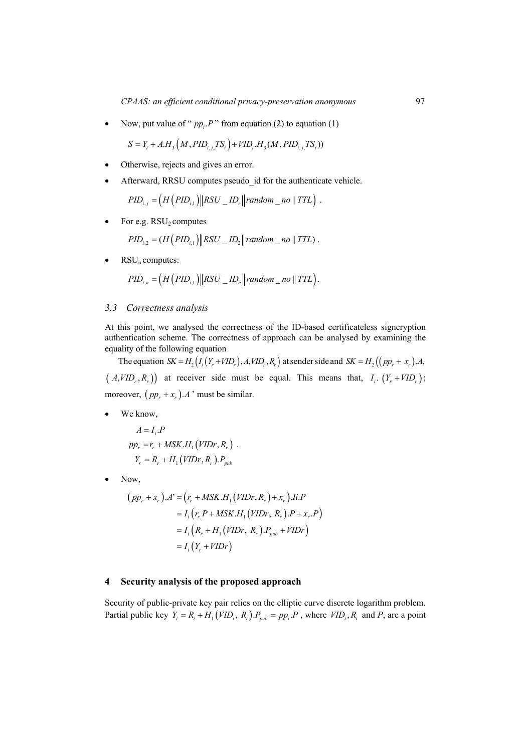- Now, put value of “ $pp_i.P$ ” from equation (2) to equation (1)

  $$S = Y_i + A.H_3\left(M, PID_{i,j,} TS_i\right) + VID_i.H_3(M, PID_{i,j,} TS_i))$$

- Otherwise, rejects and gives an error.
- Afterward, RRSU computes pseudo_id for the authenticate vehicle.

  $$PID_{i,j} = \left(H\left(PID_{i,1}\right) \middle\| RSU\_ID_r \middle\| random\_no \parallel TTL\right) .$$

- For e.g. $RSU_2$ computes

  $$PID_{i,2} = (H\left(PID_{i,1}\right) \| RSU\_ID_2 \| random\_no \parallel TTL) .$$

- $RSU_n$ computes:

  $$PID_{i,n} = \left(H\left(PID_{i,1}\right) \middle\| RSU\_ID_n \middle\| random\_no \parallel TTL\right).$$

### 3.3 Correctness analysis

At this point, we analysed the correctness of the ID-based certificateless signcryption authentication scheme. The correctness of approach can be analysed by examining the equality of the following equation

The equation $SK = H_2\left(I_i\left(Y_r + VID_r\right), A, VID_r, R_r\right)$ at sender side and $SK = H_2\left(\left(pp_r + x_r\right).A, \left(A, VID_r, R_r\right)\right)$ at receiver side must be equal. This means that, $I_i.\left(Y_r + VID_r\right)$; moreover, $\left(pp_r + x_r\right).A$ ’ must be similar.

- We know,

  $$A = I_i.P$$
  $$pp_r = r_r + MSK.H_1\left(VIDr, R_r\right) .$$
  $$Y_r = R_r + H_1\left(VIDr, R_r\right).P_{pub}$$

- Now,

  $$\begin{aligned}\left(pp_r + x_r\right).A' &= \left(r_r + MSK.H_1\left(VIDr, R_r\right) + x_r\right).Ii.P \\ &= I_i\left(r_r.P + MSK.H_1\left(VIDr,\ R_r\right).P + x_r.P\right) \\ &= I_i\left(R_r + H_1\left(VIDr,\ R_r\right).P_{pub} + VIDr\right) \\ &= I_i\left(Y_r + VIDr\right)\end{aligned}$$

## 4 Security analysis of the proposed approach

Security of public-private key pair relies on the elliptic curve discrete logarithm problem. Partial public key $Y_i = R_i + H_1\left(VID_i,\ R_i\right).P_{pub} = pp_i.P$ , where $VID_i, R_i$ and $P$, are a point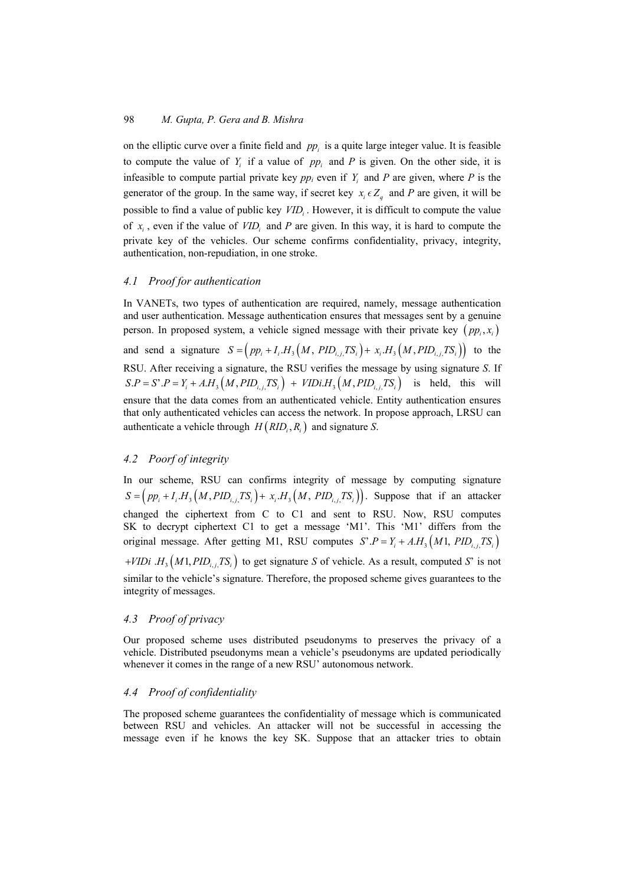on the elliptic curve over a finite field and $pp_i$ is a quite large integer value. It is feasible to compute the value of $Y_i$ if a value of $pp_i$ and $P$ is given. On the other side, it is infeasible to compute partial private key $pp_i$ even if $Y_i$ and $P$ are given, where $P$ is the generator of the group. In the same way, if secret key $x_i \epsilon Z_q$ and $P$ are given, it will be possible to find a value of public key $VID_i$. However, it is difficult to compute the value of $x_i$, even if the value of $VID_i$ and $P$ are given. In this way, it is hard to compute the private key of the vehicles. Our scheme confirms confidentiality, privacy, integrity, authentication, non-repudiation, in one stroke.

### 4.1 Proof for authentication

In VANETs, two types of authentication are required, namely, message authentication and user authentication. Message authentication ensures that messages sent by a genuine person. In proposed system, a vehicle signed message with their private key $(pp_i, x_i)$ and send a signature $S = \left(pp_i + I_i.H_3\left(M, PID_{i,j,}TS_i\right) + x_i.H_3\left(M, PID_{i,j,}TS_i\right)\right)$ to the RSU. After receiving a signature, the RSU verifies the message by using signature *S*. If $S.P = S'.P = Y_i + A.H_3\left(M, PID_{i,j,}TS_i\right) + VIDi.H_3\left(M, PID_{i,j,}TS_i\right)$ is held, this will ensure that the data comes from an authenticated vehicle. Entity authentication ensures that only authenticated vehicles can access the network. In propose approach, LRSU can authenticate a vehicle through $H(RID_i, R_i)$ and signature *S*.

### 4.2 Poorf of integrity

In our scheme, RSU can confirms integrity of message by computing signature $S = \left(pp_i + I_i.H_3\left(M, PID_{i,j,}TS_i\right) + x_i.H_3\left(M, PID_{i,j,}TS_i\right)\right)$. Suppose that if an attacker changed the ciphertext from C to C1 and sent to RSU. Now, RSU computes SK to decrypt ciphertext C1 to get a message 'M1'. This 'M1' differs from the original message. After getting M1, RSU computes $S'.P = Y_i + A.H_3\left(M1, PID_{i,j,}TS_i\right)$ $+VIDi\ .H_3\left(M1, PID_{i,j,}TS_i\right)$ to get signature *S* of vehicle. As a result, computed *S*' is not similar to the vehicle's signature. Therefore, the proposed scheme gives guarantees to the integrity of messages.

### 4.3 Proof of privacy

Our proposed scheme uses distributed pseudonyms to preserves the privacy of a vehicle. Distributed pseudonyms mean a vehicle's pseudonyms are updated periodically whenever it comes in the range of a new RSU' autonomous network.

### 4.4 Proof of confidentiality

The proposed scheme guarantees the confidentiality of message which is communicated between RSU and vehicles. An attacker will not be successful in accessing the message even if he knows the key SK. Suppose that an attacker tries to obtain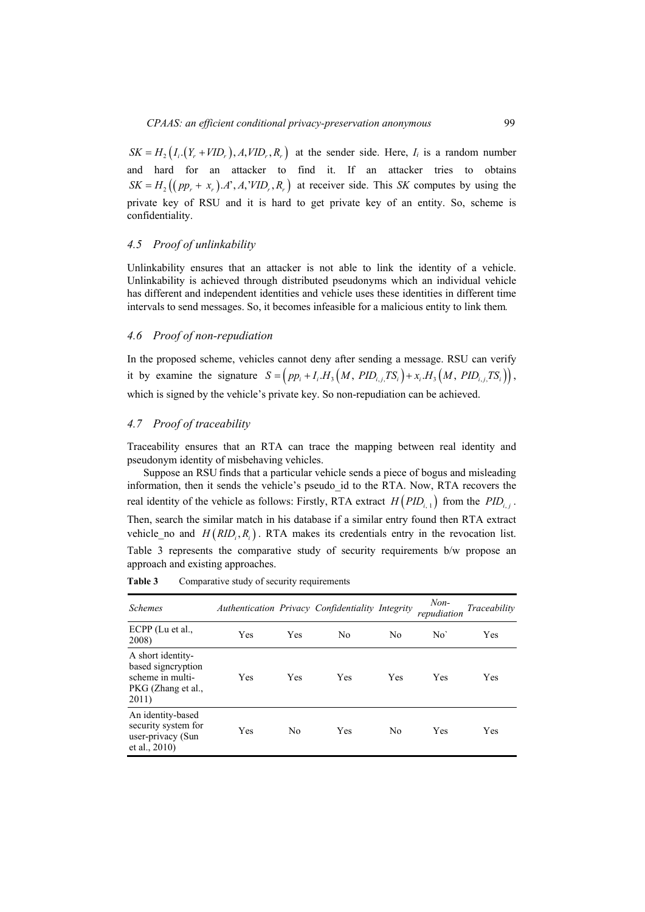$SK = H_2\left(I_i.\left(Y_r + VID_r\right), A, VID_r, R_r\right)$ at the sender side. Here, $I_i$ is a random number and hard for an attacker to find it. If an attacker tries to obtains $SK = H_2\left(\left(pp_r + x_r\right).A', A, 'VID_r, R_r\right)$ at receiver side. This *SK* computes by using the private key of RSU and it is hard to get private key of an entity. So, scheme is confidentiality.

### *4.5 Proof of unlinkability*

Unlinkability ensures that an attacker is not able to link the identity of a vehicle. Unlinkability is achieved through distributed pseudonyms which an individual vehicle has different and independent identities and vehicle uses these identities in different time intervals to send messages. So, it becomes infeasible for a malicious entity to link them.

### *4.6 Proof of non-repudiation*

In the proposed scheme, vehicles cannot deny after sending a message. RSU can verify it by examine the signature $S = \left(pp_i + I_i.H_3\left(M, PID_{i,j,}TS_i\right) + x_i.H_3\left(M, PID_{i,j,}TS_i\right)\right)$, which is signed by the vehicle's private key. So non-repudiation can be achieved.

### *4.7 Proof of traceability*

Traceability ensures that an RTA can trace the mapping between real identity and pseudonym identity of misbehaving vehicles.

Suppose an RSU finds that a particular vehicle sends a piece of bogus and misleading information, then it sends the vehicle's pseudo_id to the RTA. Now, RTA recovers the real identity of the vehicle as follows: Firstly, RTA extract $H\left(PID_{i,1}\right)$ from the $PID_{i,j}$. Then, search the similar match in his database if a similar entry found then RTA extract vehicle_no and $H\left(RID_i, R_i\right)$. RTA makes its credentials entry in the revocation list. Table 3 represents the comparative study of security requirements b/w propose an approach and existing approaches.

**Table 3** Comparative study of security requirements

| *Schemes* | *Authentication* | *Privacy* | *Confidentiality* | *Integrity* | *Non-repudiation* | *Traceability* |
|---|---|---|---|---|---|---|
| ECPP (Lu et al., 2008) | Yes | Yes | No | No | No` | Yes |
| A short identity-based signcryption scheme in multi-PKG (Zhang et al., 2011) | Yes | Yes | Yes | Yes | Yes | Yes |
| An identity-based security system for user-privacy (Sun et al., 2010) | Yes | No | Yes | No | Yes | Yes |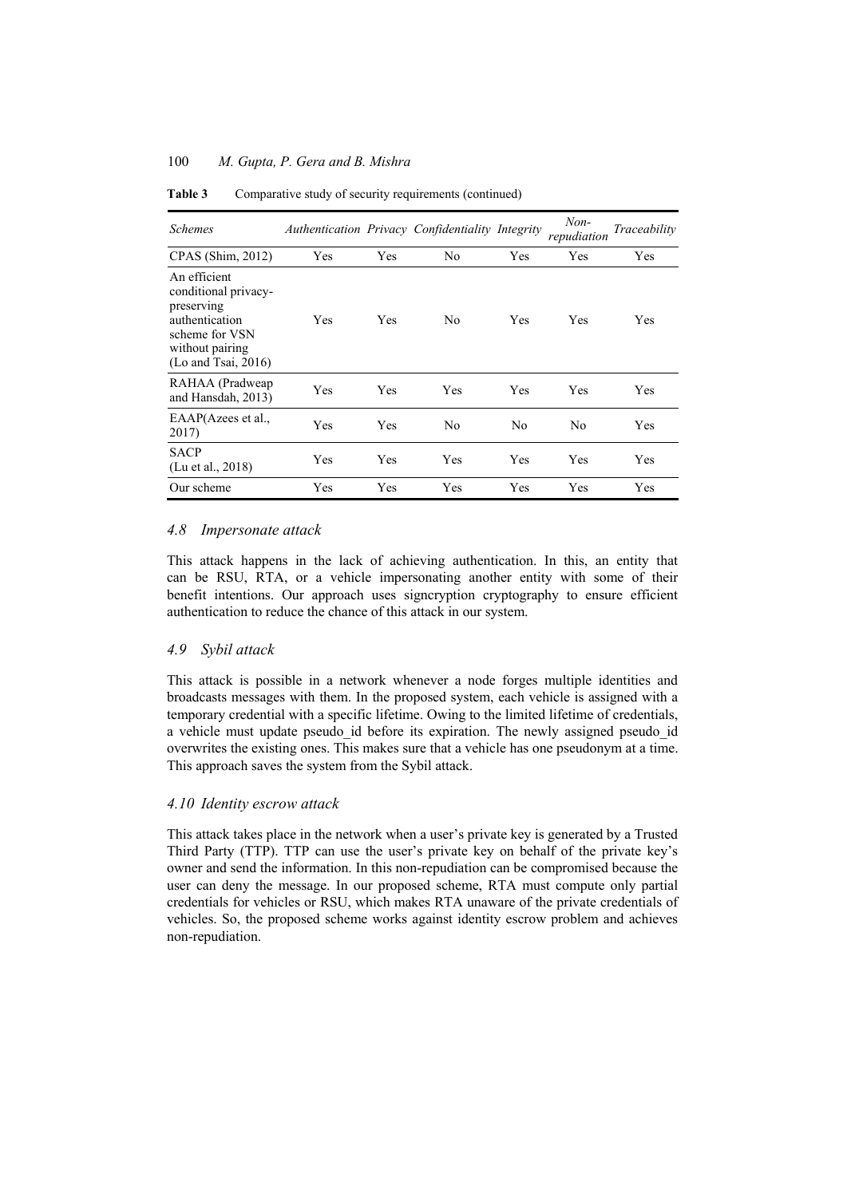**Table 3** Comparative study of security requirements (continued)

| *Schemes* | *Authentication* | *Privacy* | *Confidentiality* | *Integrity* | *Non-repudiation* | *Traceability* |
|---|---|---|---|---|---|---|
| CPAS (Shim, 2012) | Yes | Yes | No | Yes | Yes | Yes |
| An efficient conditional privacy-preserving authentication scheme for VSN without pairing (Lo and Tsai, 2016) | Yes | Yes | No | Yes | Yes | Yes |
| RAHAA (Pradweap and Hansdah, 2013) | Yes | Yes | Yes | Yes | Yes | Yes |
| EAAP(Azees et al., 2017) | Yes | Yes | No | No | No | Yes |
| SACP (Lu et al., 2018) | Yes | Yes | Yes | Yes | Yes | Yes |
| Our scheme | Yes | Yes | Yes | Yes | Yes | Yes |

### *4.8 Impersonate attack*

This attack happens in the lack of achieving authentication. In this, an entity that can be RSU, RTA, or a vehicle impersonating another entity with some of their benefit intentions. Our approach uses signcryption cryptography to ensure efficient authentication to reduce the chance of this attack in our system.

### *4.9 Sybil attack*

This attack is possible in a network whenever a node forges multiple identities and broadcasts messages with them. In the proposed system, each vehicle is assigned with a temporary credential with a specific lifetime. Owing to the limited lifetime of credentials, a vehicle must update pseudo_id before its expiration. The newly assigned pseudo_id overwrites the existing ones. This makes sure that a vehicle has one pseudonym at a time. This approach saves the system from the Sybil attack.

### *4.10 Identity escrow attack*

This attack takes place in the network when a user's private key is generated by a Trusted Third Party (TTP). TTP can use the user's private key on behalf of the private key's owner and send the information. In this non-repudiation can be compromised because the user can deny the message. In our proposed scheme, RTA must compute only partial credentials for vehicles or RSU, which makes RTA unaware of the private credentials of vehicles. So, the proposed scheme works against identity escrow problem and achieves non-repudiation.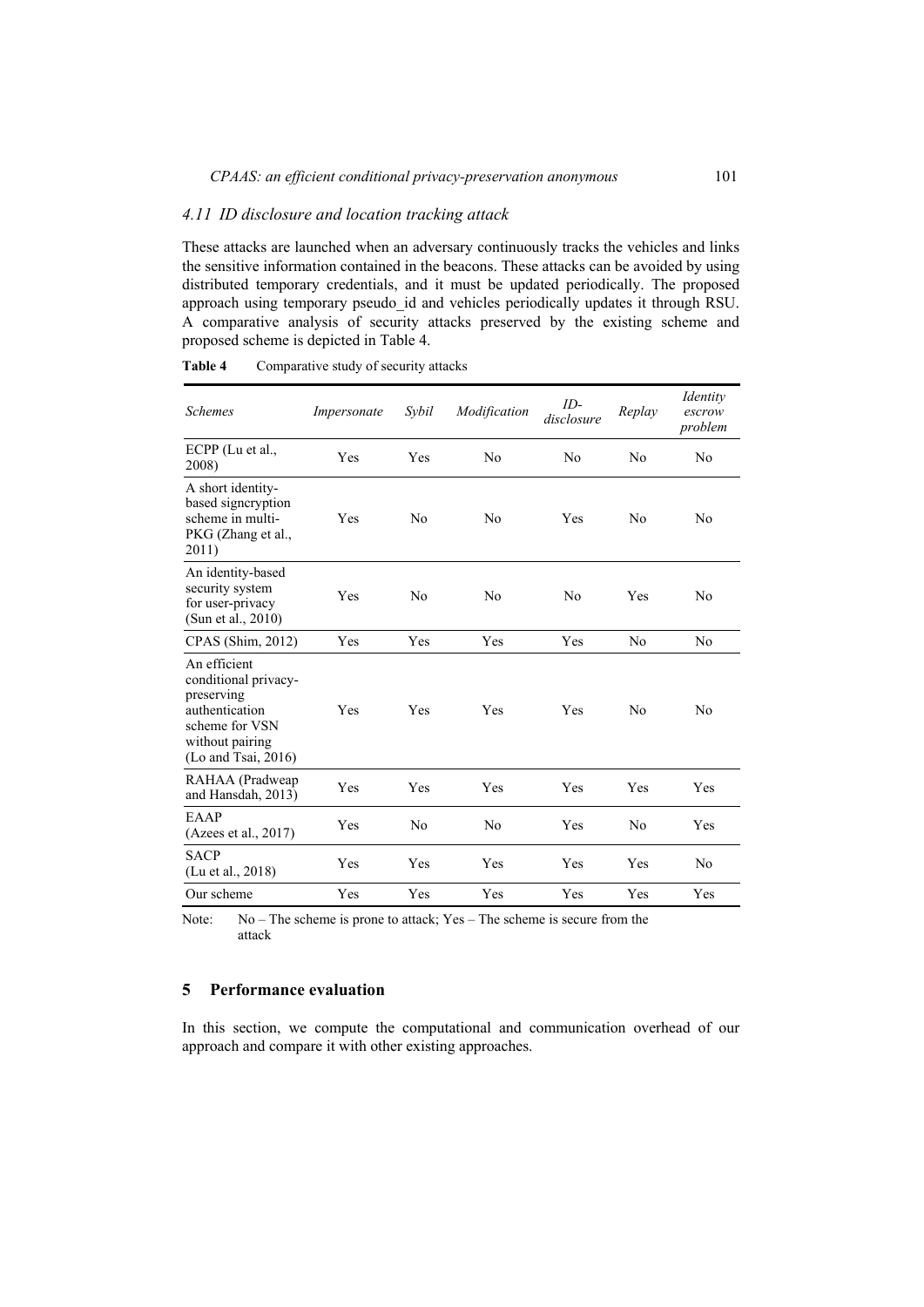### 4.11 ID disclosure and location tracking attack

These attacks are launched when an adversary continuously tracks the vehicles and links the sensitive information contained in the beacons. These attacks can be avoided by using distributed temporary credentials, and it must be updated periodically. The proposed approach using temporary pseudo_id and vehicles periodically updates it through RSU. A comparative analysis of security attacks preserved by the existing scheme and proposed scheme is depicted in Table 4.

**Table 4** Comparative study of security attacks

| *Schemes* | *Impersonate* | *Sybil* | *Modification* | *ID-disclosure* | *Replay* | *Identity escrow problem* |
|---|---|---|---|---|---|---|
| ECPP (Lu et al., 2008) | Yes | Yes | No | No | No | No |
| A short identity-based signcryption scheme in multi-PKG (Zhang et al., 2011) | Yes | No | No | Yes | No | No |
| An identity-based security system for user-privacy (Sun et al., 2010) | Yes | No | No | No | Yes | No |
| CPAS (Shim, 2012) | Yes | Yes | Yes | Yes | No | No |
| An efficient conditional privacy-preserving authentication scheme for VSN without pairing (Lo and Tsai, 2016) | Yes | Yes | Yes | Yes | No | No |
| RAHAA (Pradweap and Hansdah, 2013) | Yes | Yes | Yes | Yes | Yes | Yes |
| EAAP (Azees et al., 2017) | Yes | No | No | Yes | No | Yes |
| SACP (Lu et al., 2018) | Yes | Yes | Yes | Yes | Yes | No |
| Our scheme | Yes | Yes | Yes | Yes | Yes | Yes |

Note: No – The scheme is prone to attack; Yes – The scheme is secure from the attack

## 5 Performance evaluation

In this section, we compute the computational and communication overhead of our approach and compare it with other existing approaches.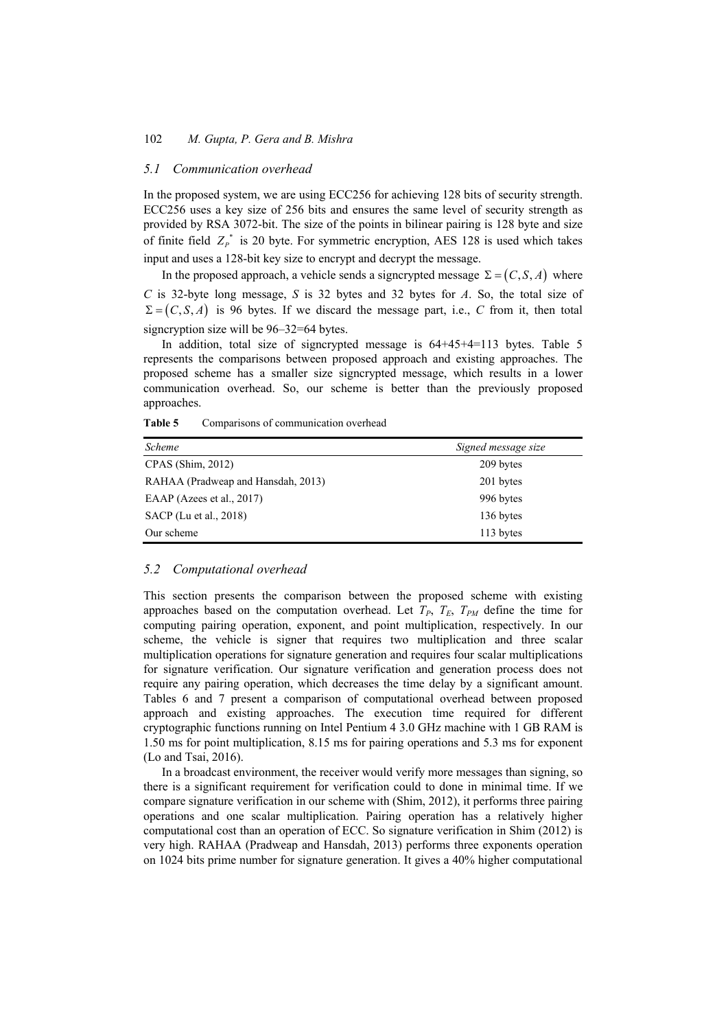### 5.1 Communication overhead

In the proposed system, we are using ECC256 for achieving 128 bits of security strength. ECC256 uses a key size of 256 bits and ensures the same level of security strength as provided by RSA 3072-bit. The size of the points in bilinear pairing is 128 byte and size of finite field $Z_P^*$ is 20 byte. For symmetric encryption, AES 128 is used which takes input and uses a 128-bit key size to encrypt and decrypt the message.

In the proposed approach, a vehicle sends a signcrypted message $\Sigma = (C, S, A)$ where $C$ is 32-byte long message, $S$ is 32 bytes and 32 bytes for $A$. So, the total size of $\Sigma = (C, S, A)$ is 96 bytes. If we discard the message part, i.e., $C$ from it, then total signcryption size will be 96–32=64 bytes.

In addition, total size of signcrypted message is 64+45+4=113 bytes. Table 5 represents the comparisons between proposed approach and existing approaches. The proposed scheme has a smaller size signcrypted message, which results in a lower communication overhead. So, our scheme is better than the previously proposed approaches.

**Table 5** Comparisons of communication overhead

| *Scheme* | *Signed message size* |
|---|---|
| CPAS (Shim, 2012) | 209 bytes |
| RAHAA (Pradweap and Hansdah, 2013) | 201 bytes |
| EAAP (Azees et al., 2017) | 996 bytes |
| SACP (Lu et al., 2018) | 136 bytes |
| Our scheme | 113 bytes |

### 5.2 Computational overhead

This section presents the comparison between the proposed scheme with existing approaches based on the computation overhead. Let $T_P$, $T_E$, $T_{PM}$ define the time for computing pairing operation, exponent, and point multiplication, respectively. In our scheme, the vehicle is signer that requires two multiplication and three scalar multiplication operations for signature generation and requires four scalar multiplications for signature verification. Our signature verification and generation process does not require any pairing operation, which decreases the time delay by a significant amount. Tables 6 and 7 present a comparison of computational overhead between proposed approach and existing approaches. The execution time required for different cryptographic functions running on Intel Pentium 4 3.0 GHz machine with 1 GB RAM is 1.50 ms for point multiplication, 8.15 ms for pairing operations and 5.3 ms for exponent (Lo and Tsai, 2016).

In a broadcast environment, the receiver would verify more messages than signing, so there is a significant requirement for verification could to done in minimal time. If we compare signature verification in our scheme with (Shim, 2012), it performs three pairing operations and one scalar multiplication. Pairing operation has a relatively higher computational cost than an operation of ECC. So signature verification in Shim (2012) is very high. RAHAA (Pradweap and Hansdah, 2013) performs three exponents operation on 1024 bits prime number for signature generation. It gives a 40% higher computational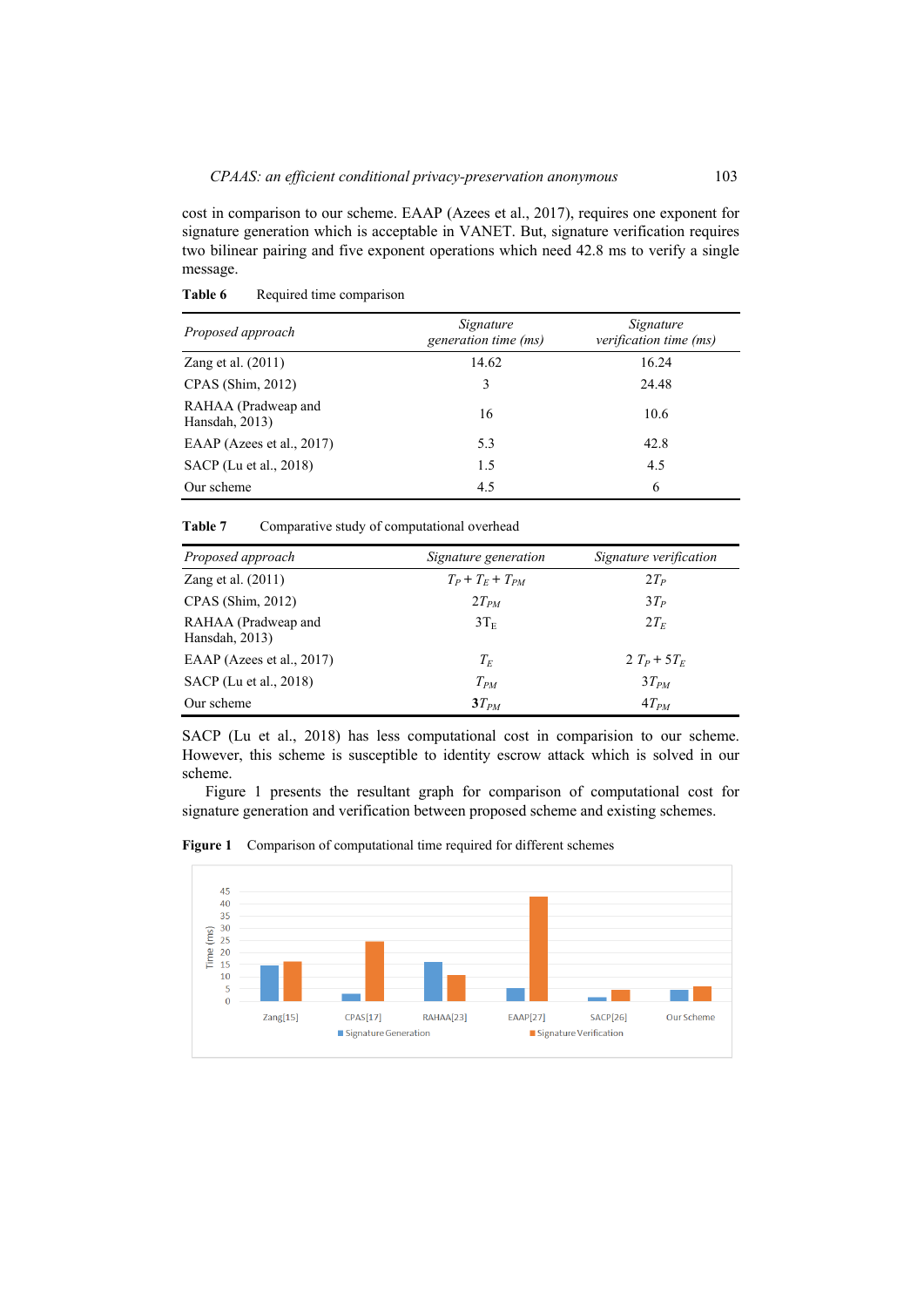cost in comparison to our scheme. EAAP (Azees et al., 2017), requires one exponent for signature generation which is acceptable in VANET. But, signature verification requires two bilinear pairing and five exponent operations which need 42.8 ms to verify a single message.

**Table 6** Required time comparison

| *Proposed approach* | *Signature generation time (ms)* | *Signature verification time (ms)* |
|---|---|---|
| Zang et al. (2011) | 14.62 | 16.24 |
| CPAS (Shim, 2012) | 3 | 24.48 |
| RAHAA (Pradweap and Hansdah, 2013) | 16 | 10.6 |
| EAAP (Azees et al., 2017) | 5.3 | 42.8 |
| SACP (Lu et al., 2018) | 1.5 | 4.5 |
| Our scheme | 4.5 | 6 |

**Table 7** Comparative study of computational overhead

| *Proposed approach* | *Signature generation* | *Signature verification* |
|---|---|---|
| Zang et al. (2011) | $T_P + T_E + T_{PM}$ | $2T_P$ |
| CPAS (Shim, 2012) | $2T_{PM}$ | $3T_P$ |
| RAHAA (Pradweap and Hansdah, 2013) | $3T_E$ | $2T_E$ |
| EAAP (Azees et al., 2017) | $T_E$ | $2\ T_P + 5T_E$ |
| SACP (Lu et al., 2018) | $T_{PM}$ | $3T_{PM}$ |
| Our scheme | $\mathbf{3}T_{PM}$ | $4T_{PM}$ |

SACP (Lu et al., 2018) has less computational cost in comparision to our scheme. However, this scheme is susceptible to identity escrow attack which is solved in our scheme.

Figure 1 presents the resultant graph for comparison of computational cost for signature generation and verification between proposed scheme and existing schemes.

**Figure 1** Comparison of computational time required for different schemes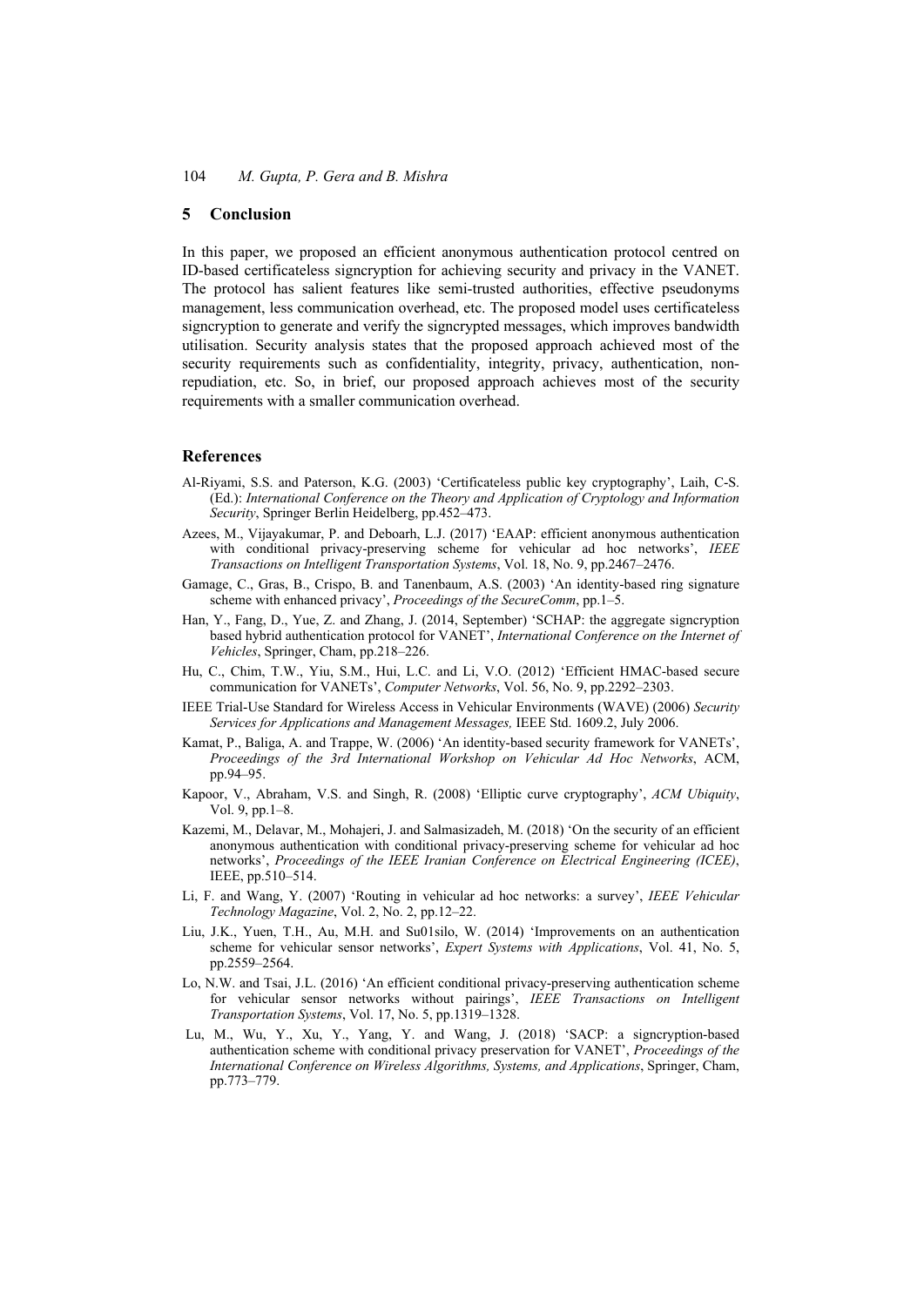## 5 Conclusion

In this paper, we proposed an efficient anonymous authentication protocol centred on ID-based certificateless signcryption for achieving security and privacy in the VANET. The protocol has salient features like semi-trusted authorities, effective pseudonyms management, less communication overhead, etc. The proposed model uses certificateless signcryption to generate and verify the signcrypted messages, which improves bandwidth utilisation. Security analysis states that the proposed approach achieved most of the security requirements such as confidentiality, integrity, privacy, authentication, non-repudiation, etc. So, in brief, our proposed approach achieves most of the security requirements with a smaller communication overhead.

## References

Al-Riyami, S.S. and Paterson, K.G. (2003) 'Certificateless public key cryptography', Laih, C-S. (Ed.): *International Conference on the Theory and Application of Cryptology and Information Security*, Springer Berlin Heidelberg, pp.452–473.

Azees, M., Vijayakumar, P. and Deboarh, L.J. (2017) 'EAAP: efficient anonymous authentication with conditional privacy-preserving scheme for vehicular ad hoc networks', *IEEE Transactions on Intelligent Transportation Systems*, Vol. 18, No. 9, pp.2467–2476.

Gamage, C., Gras, B., Crispo, B. and Tanenbaum, A.S. (2003) 'An identity-based ring signature scheme with enhanced privacy', *Proceedings of the SecureComm*, pp.1–5.

Han, Y., Fang, D., Yue, Z. and Zhang, J. (2014, September) 'SCHAP: the aggregate signcryption based hybrid authentication protocol for VANET', *International Conference on the Internet of Vehicles*, Springer, Cham, pp.218–226.

Hu, C., Chim, T.W., Yiu, S.M., Hui, L.C. and Li, V.O. (2012) 'Efficient HMAC-based secure communication for VANETs', *Computer Networks*, Vol. 56, No. 9, pp.2292–2303.

IEEE Trial-Use Standard for Wireless Access in Vehicular Environments (WAVE) (2006) *Security Services for Applications and Management Messages,* IEEE Std. 1609.2, July 2006.

Kamat, P., Baliga, A. and Trappe, W. (2006) 'An identity-based security framework for VANETs', *Proceedings of the 3rd International Workshop on Vehicular Ad Hoc Networks*, ACM, pp.94–95.

Kapoor, V., Abraham, V.S. and Singh, R. (2008) 'Elliptic curve cryptography', *ACM Ubiquity*, Vol. 9, pp.1–8.

Kazemi, M., Delavar, M., Mohajeri, J. and Salmasizadeh, M. (2018) 'On the security of an efficient anonymous authentication with conditional privacy-preserving scheme for vehicular ad hoc networks', *Proceedings of the IEEE Iranian Conference on Electrical Engineering (ICEE)*, IEEE, pp.510–514.

Li, F. and Wang, Y. (2007) 'Routing in vehicular ad hoc networks: a survey', *IEEE Vehicular Technology Magazine*, Vol. 2, No. 2, pp.12–22.

Liu, J.K., Yuen, T.H., Au, M.H. and Su01silo, W. (2014) 'Improvements on an authentication scheme for vehicular sensor networks', *Expert Systems with Applications*, Vol. 41, No. 5, pp.2559–2564.

Lo, N.W. and Tsai, J.L. (2016) 'An efficient conditional privacy-preserving authentication scheme for vehicular sensor networks without pairings', *IEEE Transactions on Intelligent Transportation Systems*, Vol. 17, No. 5, pp.1319–1328.

Lu, M., Wu, Y., Xu, Y., Yang, Y. and Wang, J. (2018) 'SACP: a signcryption-based authentication scheme with conditional privacy preservation for VANET', *Proceedings of the International Conference on Wireless Algorithms, Systems, and Applications*, Springer, Cham, pp.773–779.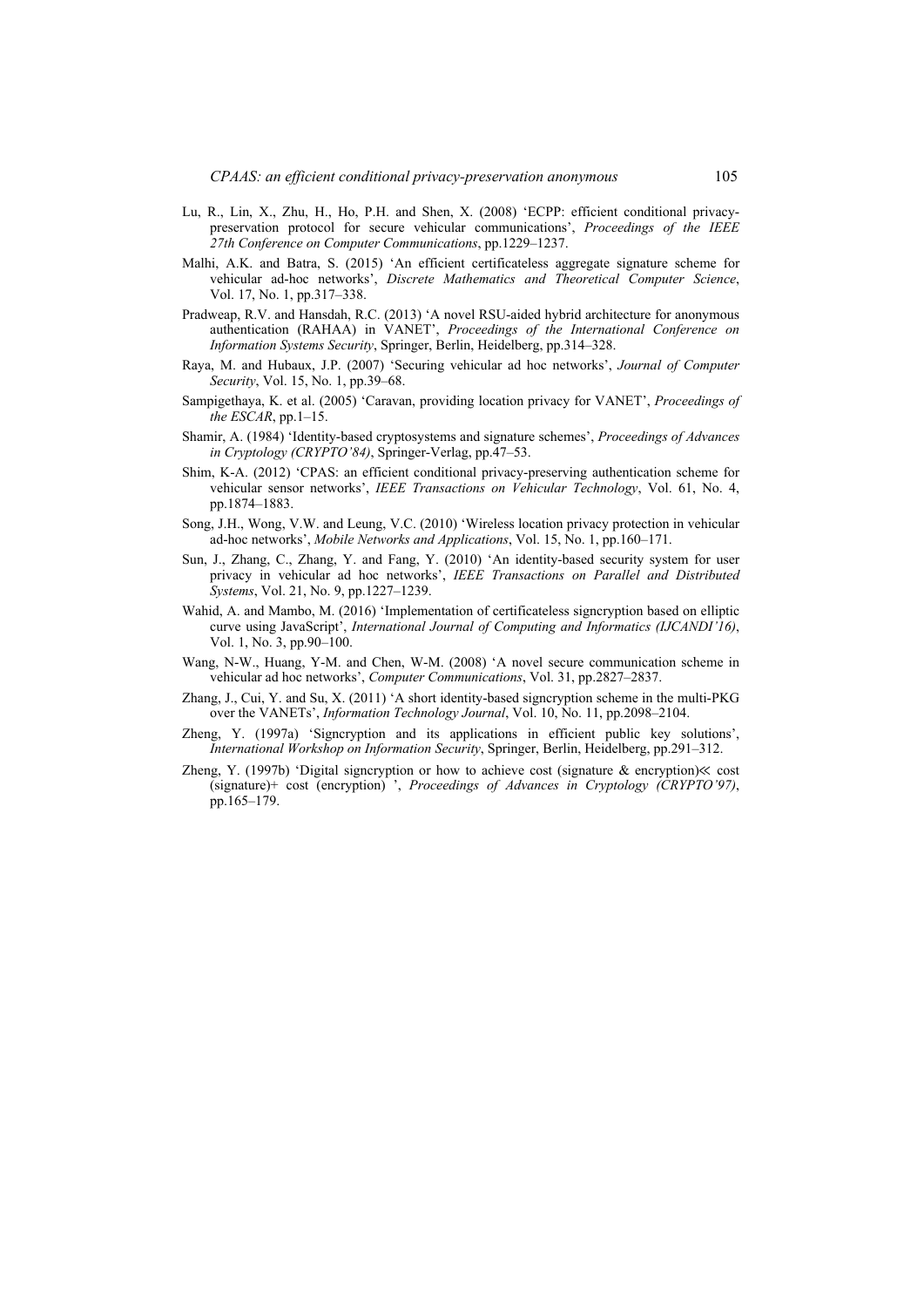Lu, R., Lin, X., Zhu, H., Ho, P.H. and Shen, X. (2008) 'ECPP: efficient conditional privacy-preservation protocol for secure vehicular communications', *Proceedings of the IEEE 27th Conference on Computer Communications*, pp.1229–1237.

Malhi, A.K. and Batra, S. (2015) 'An efficient certificateless aggregate signature scheme for vehicular ad-hoc networks', *Discrete Mathematics and Theoretical Computer Science*, Vol. 17, No. 1, pp.317–338.

Pradweap, R.V. and Hansdah, R.C. (2013) 'A novel RSU-aided hybrid architecture for anonymous authentication (RAHAA) in VANET', *Proceedings of the International Conference on Information Systems Security*, Springer, Berlin, Heidelberg, pp.314–328.

Raya, M. and Hubaux, J.P. (2007) 'Securing vehicular ad hoc networks', *Journal of Computer Security*, Vol. 15, No. 1, pp.39–68.

Sampigethaya, K. et al. (2005) 'Caravan, providing location privacy for VANET', *Proceedings of the ESCAR*, pp.1–15.

Shamir, A. (1984) 'Identity-based cryptosystems and signature schemes', *Proceedings of Advances in Cryptology (CRYPTO'84)*, Springer-Verlag, pp.47–53.

Shim, K-A. (2012) 'CPAS: an efficient conditional privacy-preserving authentication scheme for vehicular sensor networks', *IEEE Transactions on Vehicular Technology*, Vol. 61, No. 4, pp.1874–1883.

Song, J.H., Wong, V.W. and Leung, V.C. (2010) 'Wireless location privacy protection in vehicular ad-hoc networks', *Mobile Networks and Applications*, Vol. 15, No. 1, pp.160–171.

Sun, J., Zhang, C., Zhang, Y. and Fang, Y. (2010) 'An identity-based security system for user privacy in vehicular ad hoc networks', *IEEE Transactions on Parallel and Distributed Systems*, Vol. 21, No. 9, pp.1227–1239.

Wahid, A. and Mambo, M. (2016) 'Implementation of certificateless signcryption based on elliptic curve using JavaScript', *International Journal of Computing and Informatics (IJCANDI'16)*, Vol. 1, No. 3, pp.90–100.

Wang, N-W., Huang, Y-M. and Chen, W-M. (2008) 'A novel secure communication scheme in vehicular ad hoc networks', *Computer Communications*, Vol. 31, pp.2827–2837.

Zhang, J., Cui, Y. and Su, X. (2011) 'A short identity-based signcryption scheme in the multi-PKG over the VANETs', *Information Technology Journal*, Vol. 10, No. 11, pp.2098–2104.

Zheng, Y. (1997a) 'Signcryption and its applications in efficient public key solutions', *International Workshop on Information Security*, Springer, Berlin, Heidelberg, pp.291–312.

Zheng, Y. (1997b) 'Digital signcryption or how to achieve cost (signature & encryption)≪ cost (signature)+ cost (encryption) ', *Proceedings of Advances in Cryptology (CRYPTO'97)*, pp.165–179.